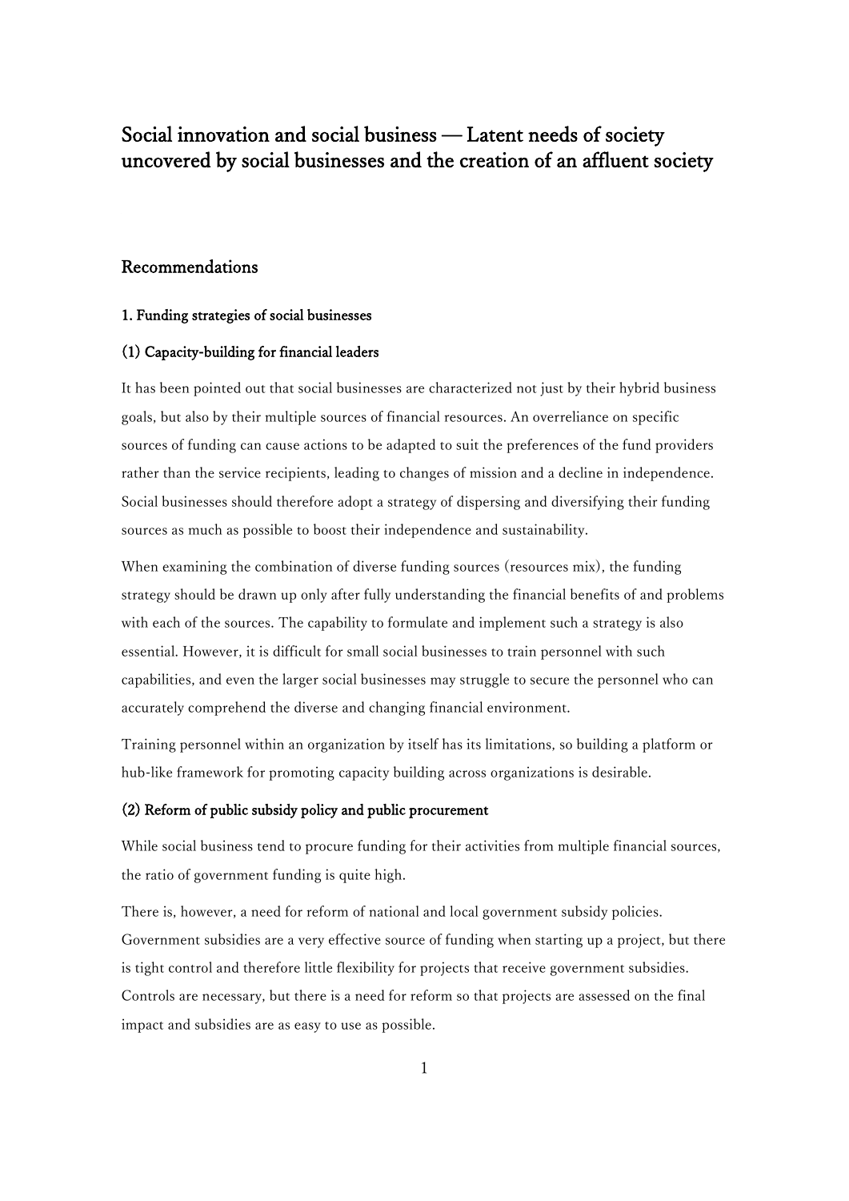# Social innovation and social business — Latent needs of society uncovered by social businesses and the creation of an affluent society

## Recommendations

### 1. Funding strategies of social businesses

#### (1) Capacity-building for financial leaders

It has been pointed out that social businesses are characterized not just by their hybrid business goals, but also by their multiple sources of financial resources. An overreliance on specific sources of funding can cause actions to be adapted to suit the preferences of the fund providers rather than the service recipients, leading to changes of mission and a decline in independence. Social businesses should therefore adopt a strategy of dispersing and diversifying their funding sources as much as possible to boost their independence and sustainability.

When examining the combination of diverse funding sources (resources mix), the funding strategy should be drawn up only after fully understanding the financial benefits of and problems with each of the sources. The capability to formulate and implement such a strategy is also essential. However, it is difficult for small social businesses to train personnel with such capabilities, and even the larger social businesses may struggle to secure the personnel who can accurately comprehend the diverse and changing financial environment.

Training personnel within an organization by itself has its limitations, so building a platform or hub-like framework for promoting capacity building across organizations is desirable.

#### (2) Reform of public subsidy policy and public procurement

While social business tend to procure funding for their activities from multiple financial sources, the ratio of government funding is quite high.

There is, however, a need for reform of national and local government subsidy policies. Government subsidies are a very effective source of funding when starting up a project, but there is tight control and therefore little flexibility for projects that receive government subsidies. Controls are necessary, but there is a need for reform so that projects are assessed on the final impact and subsidies are as easy to use as possible.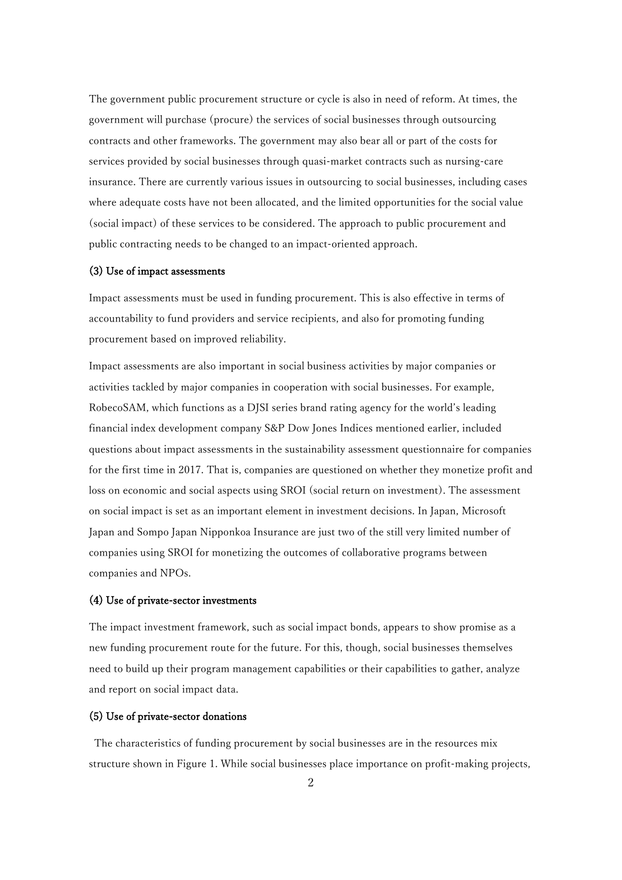The government public procurement structure or cycle is also in need of reform. At times, the government will purchase (procure) the services of social businesses through outsourcing contracts and other frameworks. The government may also bear all or part of the costs for services provided by social businesses through quasi-market contracts such as nursing-care insurance. There are currently various issues in outsourcing to social businesses, including cases where adequate costs have not been allocated, and the limited opportunities for the social value (social impact) of these services to be considered. The approach to public procurement and public contracting needs to be changed to an impact-oriented approach.

#### (3) Use of impact assessments

Impact assessments must be used in funding procurement. This is also effective in terms of accountability to fund providers and service recipients, and also for promoting funding procurement based on improved reliability.

Impact assessments are also important in social business activities by major companies or activities tackled by major companies in cooperation with social businesses. For example, RobecoSAM, which functions as a DJSI series brand rating agency for the world's leading financial index development company S&P Dow Jones Indices mentioned earlier, included questions about impact assessments in the sustainability assessment questionnaire for companies for the first time in 2017. That is, companies are questioned on whether they monetize profit and loss on economic and social aspects using SROI (social return on investment). The assessment on social impact is set as an important element in investment decisions. In Japan, Microsoft Japan and Sompo Japan Nipponkoa Insurance are just two of the still very limited number of companies using SROI for monetizing the outcomes of collaborative programs between companies and NPOs.

#### (4) Use of private-sector investments

The impact investment framework, such as social impact bonds, appears to show promise as a new funding procurement route for the future. For this, though, social businesses themselves need to build up their program management capabilities or their capabilities to gather, analyze and report on social impact data.

#### (5) Use of private-sector donations

The characteristics of funding procurement by social businesses are in the resources mix structure shown in Figure 1. While social businesses place importance on profit-making projects,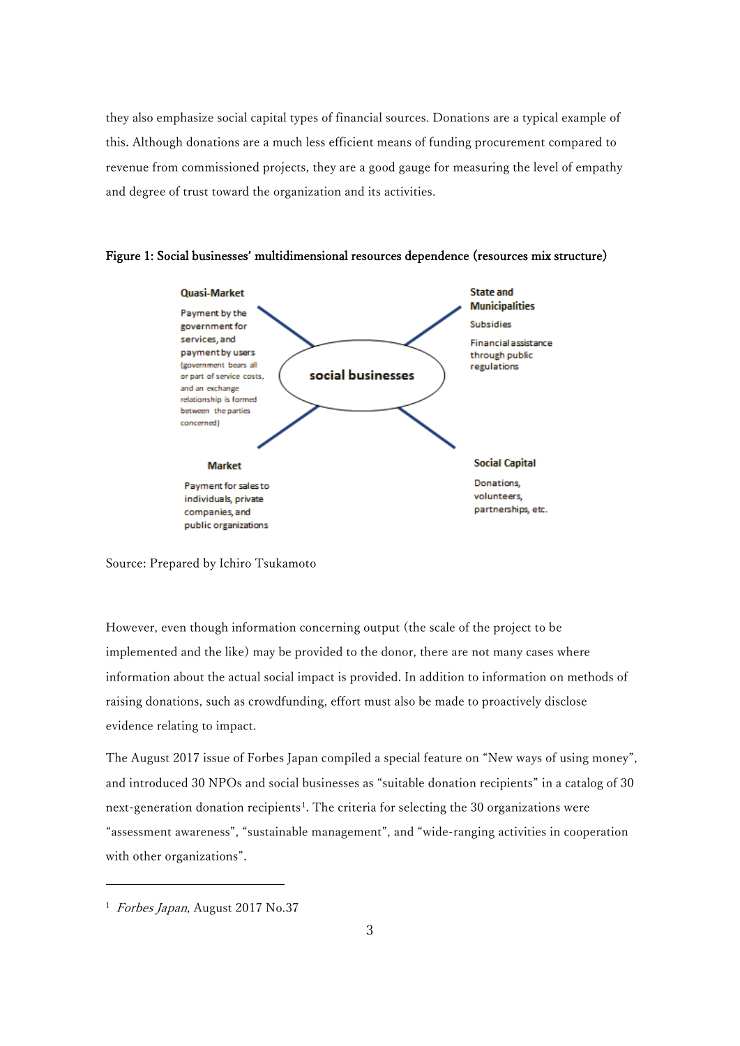they also emphasize social capital types of financial sources. Donations are a typical example of this. Although donations are a much less efficient means of funding procurement compared to revenue from commissioned projects, they are a good gauge for measuring the level of empathy and degree of trust toward the organization and its activities.

**Figure 1: Social businesses' multidimensional resources dependence (resources mix structure)**

**Quasi-Market**

Payment by the government for services, and payment by users (government bears all or part of service costs, and an exchange relationship is formed between the parties concerned)

**State and Municipalities**

Subsidies

Financial assistance through public regulations

**social businesses**

**Market**

Payment for sales to individuals, private companies, and public organizations

**Social Capital**

Donations, volunteers, partnerships, etc.

Source: Prepared by Ichiro Tsukamoto

However, even though information concerning output (the scale of the project to be implemented and the like) may be provided to the donor, there are not many cases where information about the actual social impact is provided. In addition to information on methods of raising donations, such as crowdfunding, effort must also be made to proactively disclose evidence relating to impact.

The August 2017 issue of Forbes Japan compiled a special feature on "New ways of using money", and introduced 30 NPOs and social businesses as "suitable donation recipients" in a catalog of 30 next-generation donation recipients[1]. The criteria for selecting the 30 organizations were "assessment awareness", "sustainable management", and "wide-ranging activities in cooperation with other organizations".

---

[1] *Forbes Japan*, August 2017 No.37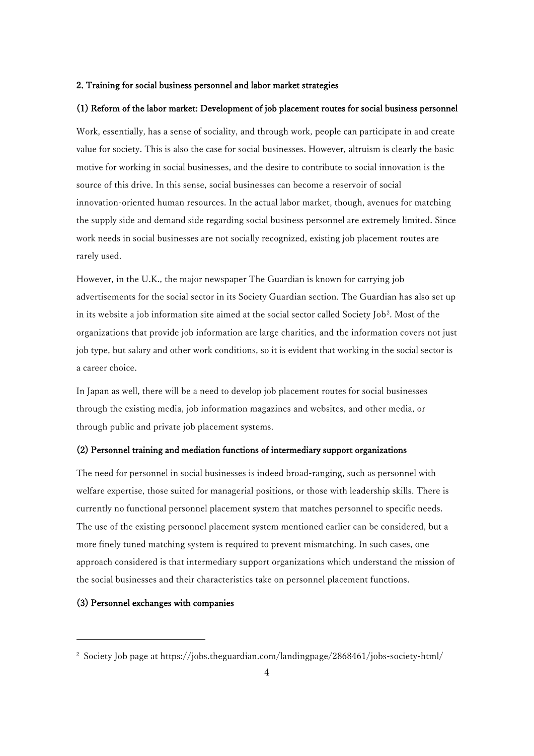## 2. Training for social business personnel and labor market strategies

### (1) Reform of the labor market: Development of job placement routes for social business personnel

Work, essentially, has a sense of sociality, and through work, people can participate in and create value for society. This is also the case for social businesses. However, altruism is clearly the basic motive for working in social businesses, and the desire to contribute to social innovation is the source of this drive. In this sense, social businesses can become a reservoir of social innovation-oriented human resources. In the actual labor market, though, avenues for matching the supply side and demand side regarding social business personnel are extremely limited. Since work needs in social businesses are not socially recognized, existing job placement routes are rarely used.

However, in the U.K., the major newspaper The Guardian is known for carrying job advertisements for the social sector in its Society Guardian section. The Guardian has also set up in its website a job information site aimed at the social sector called Society Job[2]. Most of the organizations that provide job information are large charities, and the information covers not just job type, but salary and other work conditions, so it is evident that working in the social sector is a career choice.

In Japan as well, there will be a need to develop job placement routes for social businesses through the existing media, job information magazines and websites, and other media, or through public and private job placement systems.

### (2) Personnel training and mediation functions of intermediary support organizations

The need for personnel in social businesses is indeed broad-ranging, such as personnel with welfare expertise, those suited for managerial positions, or those with leadership skills. There is currently no functional personnel placement system that matches personnel to specific needs. The use of the existing personnel placement system mentioned earlier can be considered, but a more finely tuned matching system is required to prevent mismatching. In such cases, one approach considered is that intermediary support organizations which understand the mission of the social businesses and their characteristics take on personnel placement functions.

### (3) Personnel exchanges with companies

---

[2] Society Job page at https://jobs.theguardian.com/landingpage/2868461/jobs-society-html/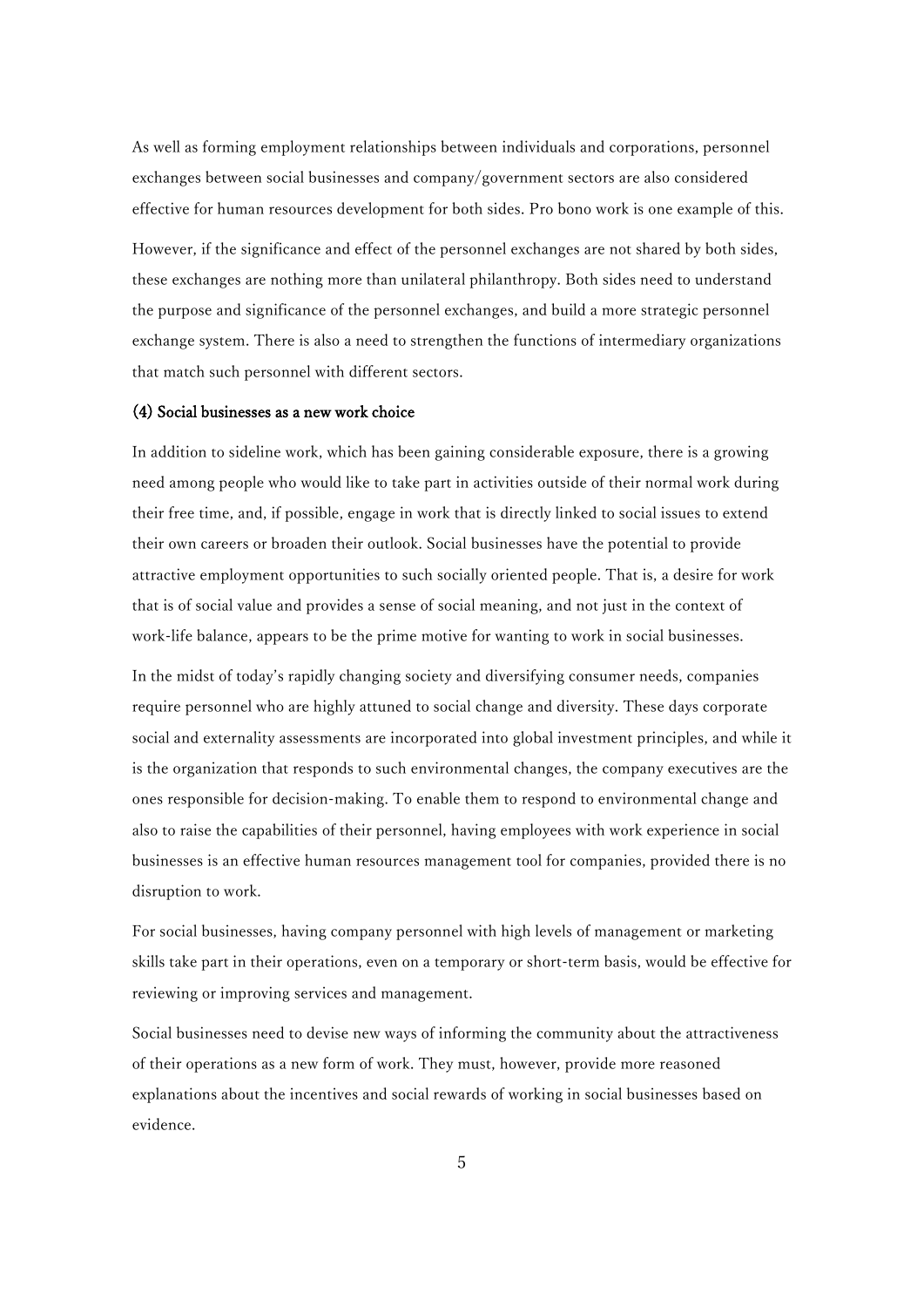As well as forming employment relationships between individuals and corporations, personnel exchanges between social businesses and company/government sectors are also considered effective for human resources development for both sides. Pro bono work is one example of this.

However, if the significance and effect of the personnel exchanges are not shared by both sides, these exchanges are nothing more than unilateral philanthropy. Both sides need to understand the purpose and significance of the personnel exchanges, and build a more strategic personnel exchange system. There is also a need to strengthen the functions of intermediary organizations that match such personnel with different sectors.

### (4) Social businesses as a new work choice

In addition to sideline work, which has been gaining considerable exposure, there is a growing need among people who would like to take part in activities outside of their normal work during their free time, and, if possible, engage in work that is directly linked to social issues to extend their own careers or broaden their outlook. Social businesses have the potential to provide attractive employment opportunities to such socially oriented people. That is, a desire for work that is of social value and provides a sense of social meaning, and not just in the context of work-life balance, appears to be the prime motive for wanting to work in social businesses.

In the midst of today's rapidly changing society and diversifying consumer needs, companies require personnel who are highly attuned to social change and diversity. These days corporate social and externality assessments are incorporated into global investment principles, and while it is the organization that responds to such environmental changes, the company executives are the ones responsible for decision-making. To enable them to respond to environmental change and also to raise the capabilities of their personnel, having employees with work experience in social businesses is an effective human resources management tool for companies, provided there is no disruption to work.

For social businesses, having company personnel with high levels of management or marketing skills take part in their operations, even on a temporary or short-term basis, would be effective for reviewing or improving services and management.

Social businesses need to devise new ways of informing the community about the attractiveness of their operations as a new form of work. They must, however, provide more reasoned explanations about the incentives and social rewards of working in social businesses based on evidence.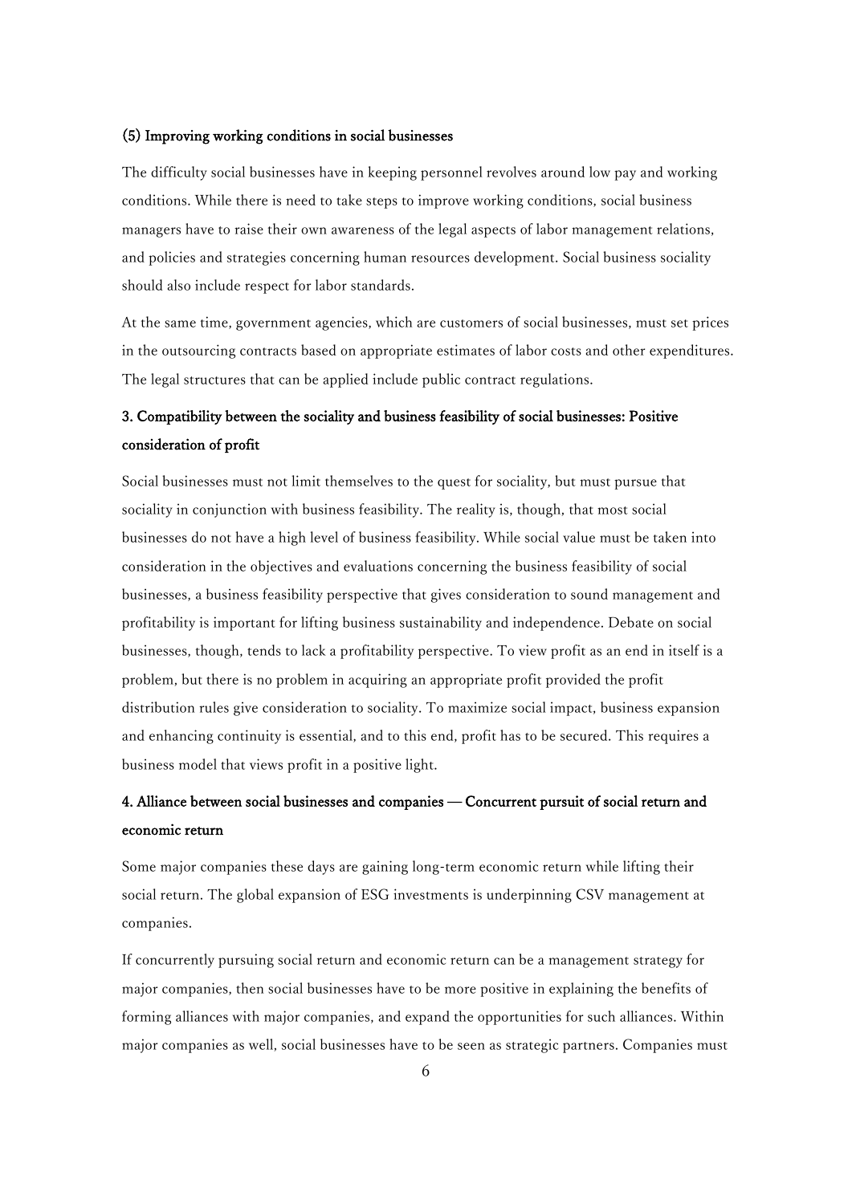### (5) Improving working conditions in social businesses

The difficulty social businesses have in keeping personnel revolves around low pay and working conditions. While there is need to take steps to improve working conditions, social business managers have to raise their own awareness of the legal aspects of labor management relations, and policies and strategies concerning human resources development. Social business sociality should also include respect for labor standards.

At the same time, government agencies, which are customers of social businesses, must set prices in the outsourcing contracts based on appropriate estimates of labor costs and other expenditures. The legal structures that can be applied include public contract regulations.

## 3. Compatibility between the sociality and business feasibility of social businesses: Positive consideration of profit

Social businesses must not limit themselves to the quest for sociality, but must pursue that sociality in conjunction with business feasibility. The reality is, though, that most social businesses do not have a high level of business feasibility. While social value must be taken into consideration in the objectives and evaluations concerning the business feasibility of social businesses, a business feasibility perspective that gives consideration to sound management and profitability is important for lifting business sustainability and independence. Debate on social businesses, though, tends to lack a profitability perspective. To view profit as an end in itself is a problem, but there is no problem in acquiring an appropriate profit provided the profit distribution rules give consideration to sociality. To maximize social impact, business expansion and enhancing continuity is essential, and to this end, profit has to be secured. This requires a business model that views profit in a positive light.

## 4. Alliance between social businesses and companies — Concurrent pursuit of social return and economic return

Some major companies these days are gaining long-term economic return while lifting their social return. The global expansion of ESG investments is underpinning CSV management at companies.

If concurrently pursuing social return and economic return can be a management strategy for major companies, then social businesses have to be more positive in explaining the benefits of forming alliances with major companies, and expand the opportunities for such alliances. Within major companies as well, social businesses have to be seen as strategic partners. Companies must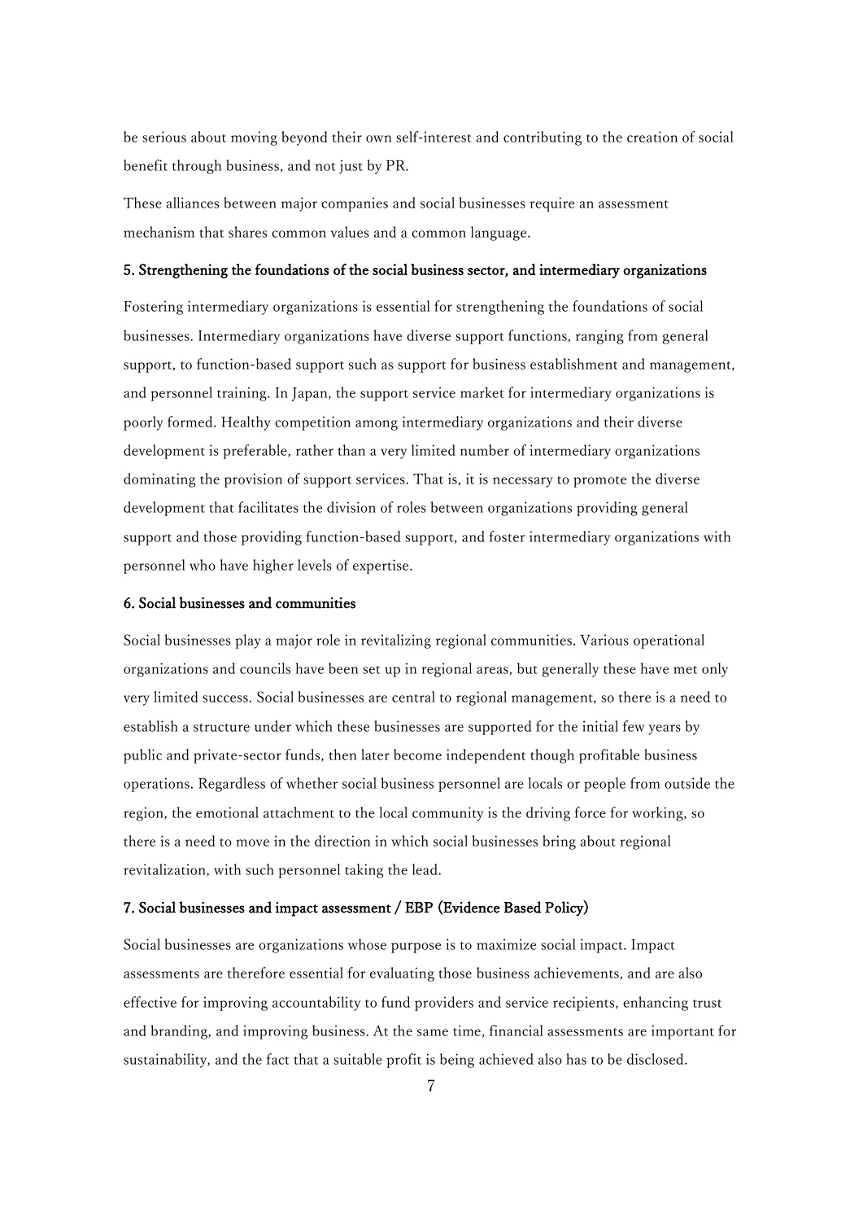be serious about moving beyond their own self-interest and contributing to the creation of social benefit through business, and not just by PR.

These alliances between major companies and social businesses require an assessment mechanism that shares common values and a common language.

### 5. Strengthening the foundations of the social business sector, and intermediary organizations

Fostering intermediary organizations is essential for strengthening the foundations of social businesses. Intermediary organizations have diverse support functions, ranging from general support, to function-based support such as support for business establishment and management, and personnel training. In Japan, the support service market for intermediary organizations is poorly formed. Healthy competition among intermediary organizations and their diverse development is preferable, rather than a very limited number of intermediary organizations dominating the provision of support services. That is, it is necessary to promote the diverse development that facilitates the division of roles between organizations providing general support and those providing function-based support, and foster intermediary organizations with personnel who have higher levels of expertise.

### 6. Social businesses and communities

Social businesses play a major role in revitalizing regional communities. Various operational organizations and councils have been set up in regional areas, but generally these have met only very limited success. Social businesses are central to regional management, so there is a need to establish a structure under which these businesses are supported for the initial few years by public and private-sector funds, then later become independent though profitable business operations. Regardless of whether social business personnel are locals or people from outside the region, the emotional attachment to the local community is the driving force for working, so there is a need to move in the direction in which social businesses bring about regional revitalization, with such personnel taking the lead.

### 7. Social businesses and impact assessment / EBP (Evidence Based Policy)

Social businesses are organizations whose purpose is to maximize social impact. Impact assessments are therefore essential for evaluating those business achievements, and are also effective for improving accountability to fund providers and service recipients, enhancing trust and branding, and improving business. At the same time, financial assessments are important for sustainability, and the fact that a suitable profit is being achieved also has to be disclosed.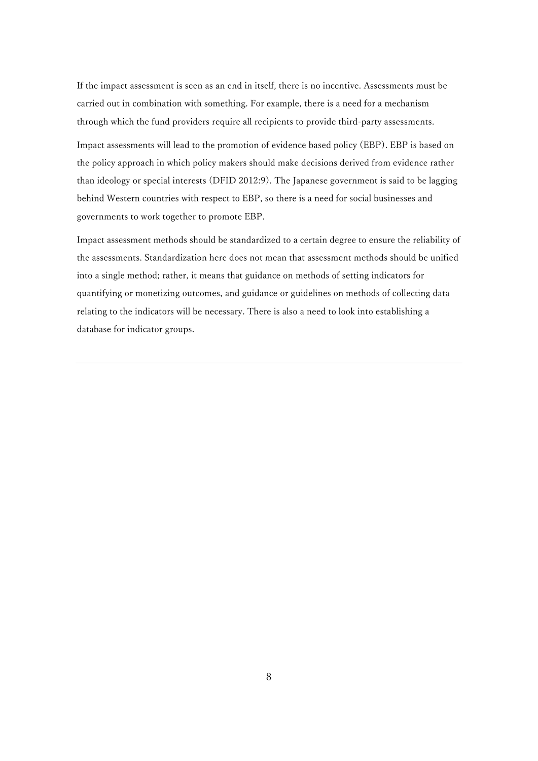If the impact assessment is seen as an end in itself, there is no incentive. Assessments must be carried out in combination with something. For example, there is a need for a mechanism through which the fund providers require all recipients to provide third-party assessments.

Impact assessments will lead to the promotion of evidence based policy (EBP). EBP is based on the policy approach in which policy makers should make decisions derived from evidence rather than ideology or special interests (DFID 2012:9). The Japanese government is said to be lagging behind Western countries with respect to EBP, so there is a need for social businesses and governments to work together to promote EBP.

Impact assessment methods should be standardized to a certain degree to ensure the reliability of the assessments. Standardization here does not mean that assessment methods should be unified into a single method; rather, it means that guidance on methods of setting indicators for quantifying or monetizing outcomes, and guidance or guidelines on methods of collecting data relating to the indicators will be necessary. There is also a need to look into establishing a database for indicator groups.

---